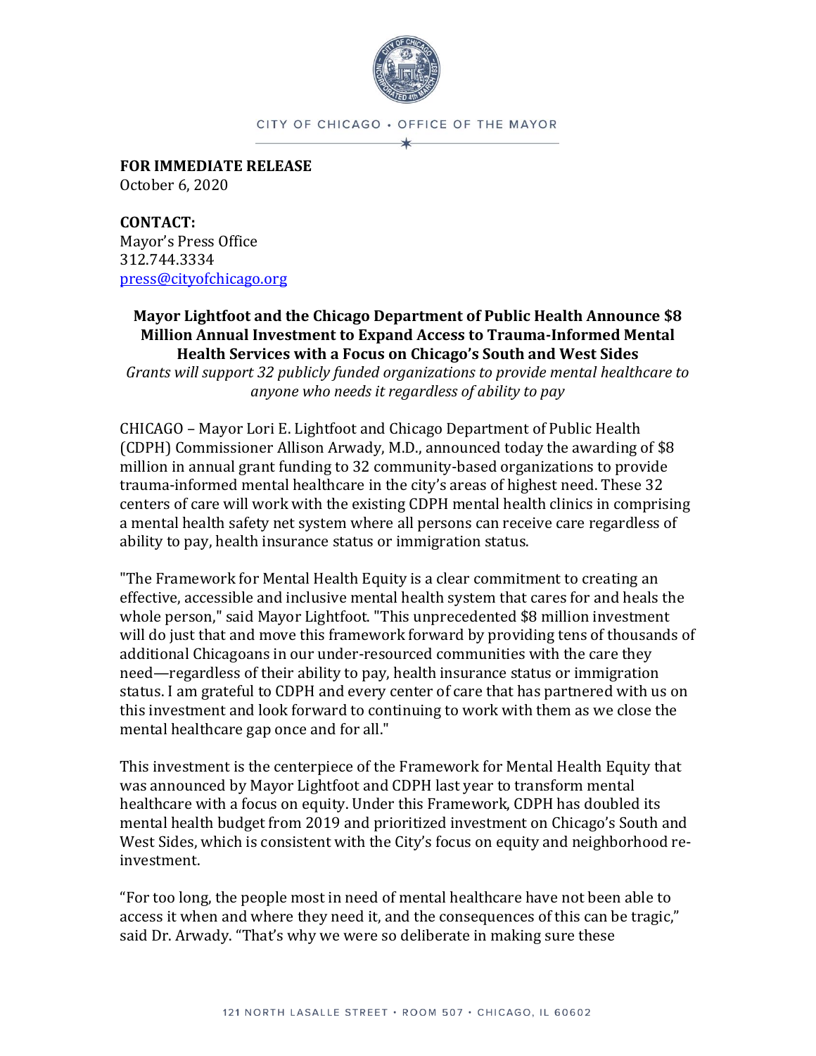CITY OF CHICAGO • OFFICE OF THE MAYOR

**FOR IMMEDIATE RELEASE**
October 6, 2020

**CONTACT:**
Mayor's Press Office
312.744.3334
press@cityofchicago.org

**Mayor Lightfoot and the Chicago Department of Public Health Announce $8 Million Annual Investment to Expand Access to Trauma-Informed Mental Health Services with a Focus on Chicago's South and West Sides**

*Grants will support 32 publicly funded organizations to provide mental healthcare to anyone who needs it regardless of ability to pay*

CHICAGO – Mayor Lori E. Lightfoot and Chicago Department of Public Health (CDPH) Commissioner Allison Arwady, M.D., announced today the awarding of $8 million in annual grant funding to 32 community-based organizations to provide trauma-informed mental healthcare in the city's areas of highest need. These 32 centers of care will work with the existing CDPH mental health clinics in comprising a mental health safety net system where all persons can receive care regardless of ability to pay, health insurance status or immigration status.

"The Framework for Mental Health Equity is a clear commitment to creating an effective, accessible and inclusive mental health system that cares for and heals the whole person," said Mayor Lightfoot. "This unprecedented $8 million investment will do just that and move this framework forward by providing tens of thousands of additional Chicagoans in our under-resourced communities with the care they need—regardless of their ability to pay, health insurance status or immigration status. I am grateful to CDPH and every center of care that has partnered with us on this investment and look forward to continuing to work with them as we close the mental healthcare gap once and for all."

This investment is the centerpiece of the Framework for Mental Health Equity that was announced by Mayor Lightfoot and CDPH last year to transform mental healthcare with a focus on equity. Under this Framework, CDPH has doubled its mental health budget from 2019 and prioritized investment on Chicago's South and West Sides, which is consistent with the City's focus on equity and neighborhood re-investment.

"For too long, the people most in need of mental healthcare have not been able to access it when and where they need it, and the consequences of this can be tragic," said Dr. Arwady. "That's why we were so deliberate in making sure these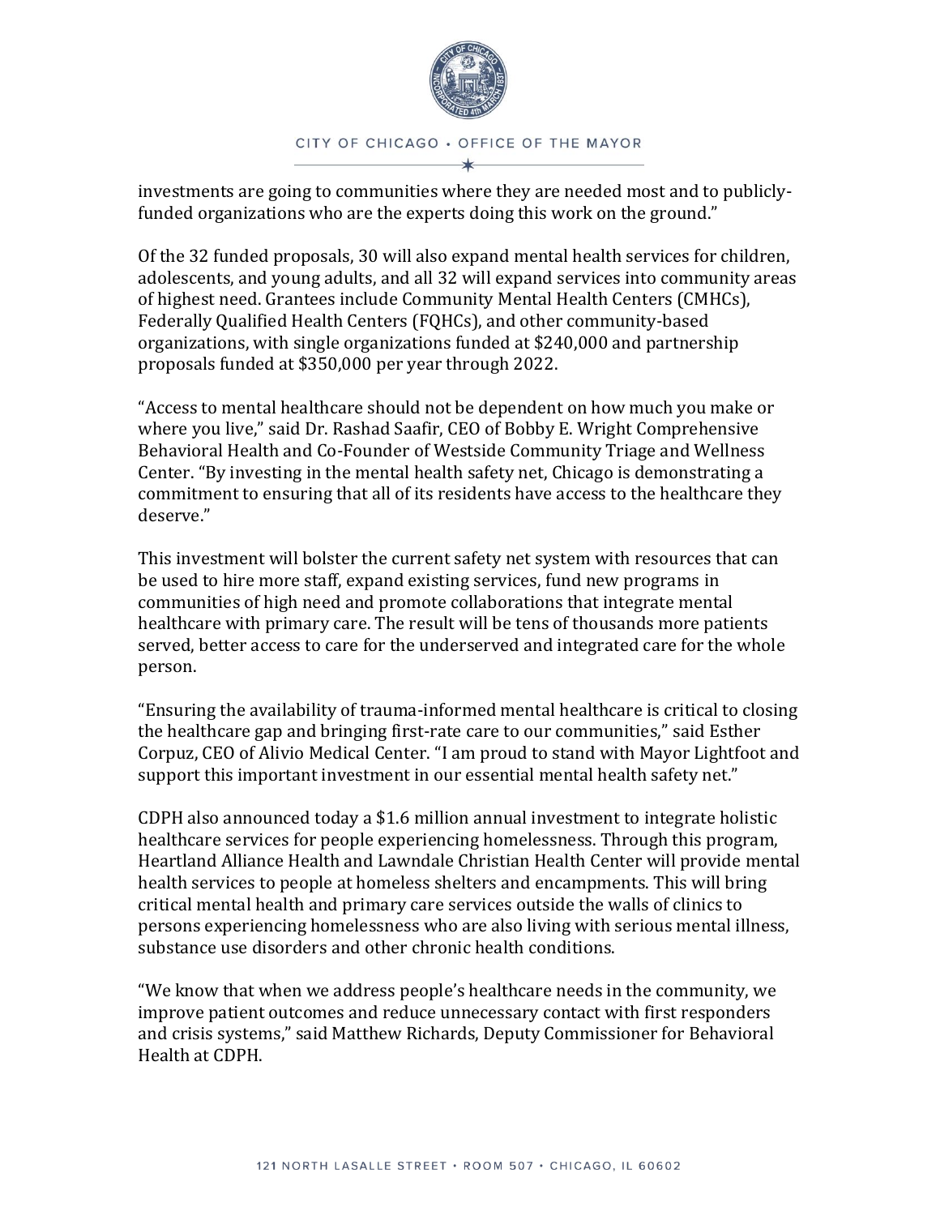investments are going to communities where they are needed most and to publicly-funded organizations who are the experts doing this work on the ground."

Of the 32 funded proposals, 30 will also expand mental health services for children, adolescents, and young adults, and all 32 will expand services into community areas of highest need. Grantees include Community Mental Health Centers (CMHCs), Federally Qualified Health Centers (FQHCs), and other community-based organizations, with single organizations funded at $240,000 and partnership proposals funded at $350,000 per year through 2022.

"Access to mental healthcare should not be dependent on how much you make or where you live," said Dr. Rashad Saafir, CEO of Bobby E. Wright Comprehensive Behavioral Health and Co-Founder of Westside Community Triage and Wellness Center. "By investing in the mental health safety net, Chicago is demonstrating a commitment to ensuring that all of its residents have access to the healthcare they deserve."

This investment will bolster the current safety net system with resources that can be used to hire more staff, expand existing services, fund new programs in communities of high need and promote collaborations that integrate mental healthcare with primary care. The result will be tens of thousands more patients served, better access to care for the underserved and integrated care for the whole person.

"Ensuring the availability of trauma-informed mental healthcare is critical to closing the healthcare gap and bringing first-rate care to our communities," said Esther Corpuz, CEO of Alivio Medical Center. "I am proud to stand with Mayor Lightfoot and support this important investment in our essential mental health safety net."

CDPH also announced today a $1.6 million annual investment to integrate holistic healthcare services for people experiencing homelessness. Through this program, Heartland Alliance Health and Lawndale Christian Health Center will provide mental health services to people at homeless shelters and encampments. This will bring critical mental health and primary care services outside the walls of clinics to persons experiencing homelessness who are also living with serious mental illness, substance use disorders and other chronic health conditions.

"We know that when we address people's healthcare needs in the community, we improve patient outcomes and reduce unnecessary contact with first responders and crisis systems," said Matthew Richards, Deputy Commissioner for Behavioral Health at CDPH.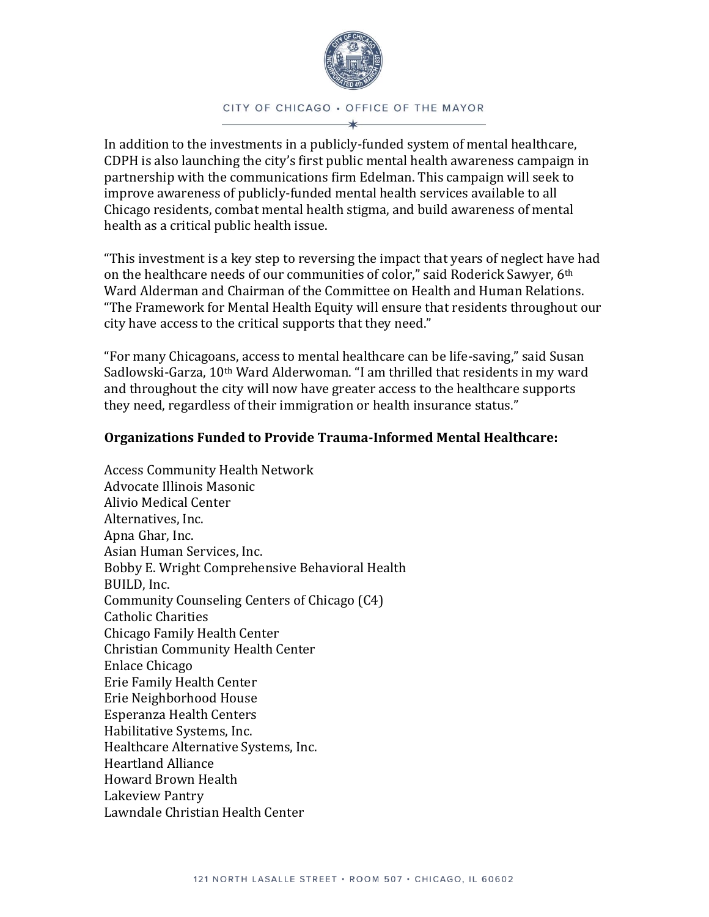In addition to the investments in a publicly-funded system of mental healthcare, CDPH is also launching the city's first public mental health awareness campaign in partnership with the communications firm Edelman. This campaign will seek to improve awareness of publicly-funded mental health services available to all Chicago residents, combat mental health stigma, and build awareness of mental health as a critical public health issue.

"This investment is a key step to reversing the impact that years of neglect have had on the healthcare needs of our communities of color," said Roderick Sawyer, 6th Ward Alderman and Chairman of the Committee on Health and Human Relations. "The Framework for Mental Health Equity will ensure that residents throughout our city have access to the critical supports that they need."

"For many Chicagoans, access to mental healthcare can be life-saving," said Susan Sadlowski-Garza, 10th Ward Alderwoman. "I am thrilled that residents in my ward and throughout the city will now have greater access to the healthcare supports they need, regardless of their immigration or health insurance status."

**Organizations Funded to Provide Trauma-Informed Mental Healthcare:**

Access Community Health Network
Advocate Illinois Masonic
Alivio Medical Center
Alternatives, Inc.
Apna Ghar, Inc.
Asian Human Services, Inc.
Bobby E. Wright Comprehensive Behavioral Health
BUILD, Inc.
Community Counseling Centers of Chicago (C4)
Catholic Charities
Chicago Family Health Center
Christian Community Health Center
Enlace Chicago
Erie Family Health Center
Erie Neighborhood House
Esperanza Health Centers
Habilitative Systems, Inc.
Healthcare Alternative Systems, Inc.
Heartland Alliance
Howard Brown Health
Lakeview Pantry
Lawndale Christian Health Center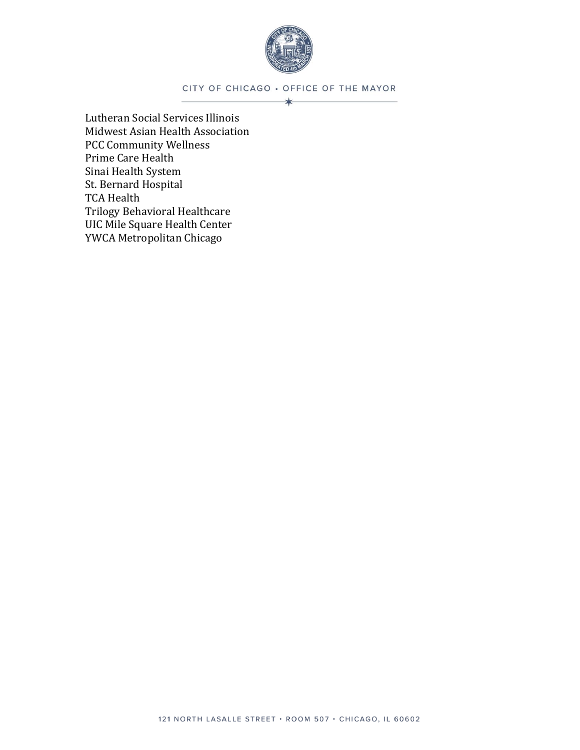Lutheran Social Services Illinois
Midwest Asian Health Association
PCC Community Wellness
Prime Care Health
Sinai Health System
St. Bernard Hospital
TCA Health
Trilogy Behavioral Healthcare
UIC Mile Square Health Center
YWCA Metropolitan Chicago